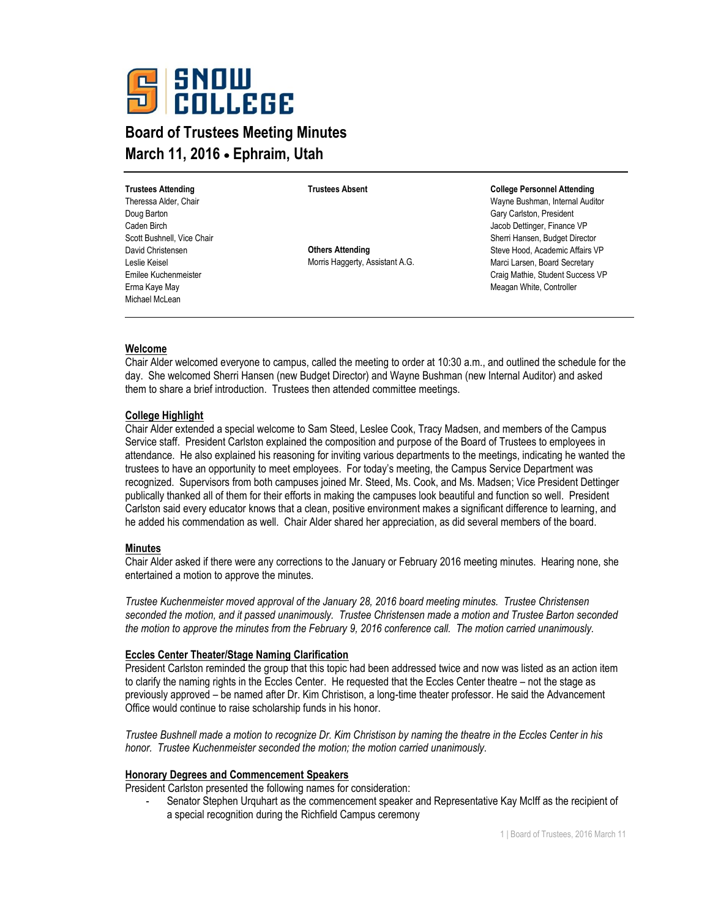**SNOW COLLEGE**

# Board of Trustees Meeting Minutes
# March 11, 2016 • Ephraim, Utah

**Trustees Attending**
Theressa Alder, Chair
Doug Barton
Caden Birch
Scott Bushnell, Vice Chair
David Christensen
Leslie Keisel
Emilee Kuchenmeister
Erma Kaye May
Michael McLean

**Trustees Absent**

**Others Attending**
Morris Haggerty, Assistant A.G.

**College Personnel Attending**
Wayne Bushman, Internal Auditor
Gary Carlston, President
Jacob Dettinger, Finance VP
Sherri Hansen, Budget Director
Steve Hood, Academic Affairs VP
Marci Larsen, Board Secretary
Craig Mathie, Student Success VP
Meagan White, Controller

## Welcome

Chair Alder welcomed everyone to campus, called the meeting to order at 10:30 a.m., and outlined the schedule for the day. She welcomed Sherri Hansen (new Budget Director) and Wayne Bushman (new Internal Auditor) and asked them to share a brief introduction. Trustees then attended committee meetings.

## College Highlight

Chair Alder extended a special welcome to Sam Steed, Leslee Cook, Tracy Madsen, and members of the Campus Service staff. President Carlston explained the composition and purpose of the Board of Trustees to employees in attendance. He also explained his reasoning for inviting various departments to the meetings, indicating he wanted the trustees to have an opportunity to meet employees. For today's meeting, the Campus Service Department was recognized. Supervisors from both campuses joined Mr. Steed, Ms. Cook, and Ms. Madsen; Vice President Dettinger publically thanked all of them for their efforts in making the campuses look beautiful and function so well. President Carlston said every educator knows that a clean, positive environment makes a significant difference to learning, and he added his commendation as well. Chair Alder shared her appreciation, as did several members of the board.

## Minutes

Chair Alder asked if there were any corrections to the January or February 2016 meeting minutes. Hearing none, she entertained a motion to approve the minutes.

*Trustee Kuchenmeister moved approval of the January 28, 2016 board meeting minutes. Trustee Christensen seconded the motion, and it passed unanimously. Trustee Christensen made a motion and Trustee Barton seconded the motion to approve the minutes from the February 9, 2016 conference call. The motion carried unanimously.*

## Eccles Center Theater/Stage Naming Clarification

President Carlston reminded the group that this topic had been addressed twice and now was listed as an action item to clarify the naming rights in the Eccles Center. He requested that the Eccles Center theatre – not the stage as previously approved – be named after Dr. Kim Christison, a long-time theater professor. He said the Advancement Office would continue to raise scholarship funds in his honor.

*Trustee Bushnell made a motion to recognize Dr. Kim Christison by naming the theatre in the Eccles Center in his honor. Trustee Kuchenmeister seconded the motion; the motion carried unanimously.*

## Honorary Degrees and Commencement Speakers

President Carlston presented the following names for consideration:

- Senator Stephen Urquhart as the commencement speaker and Representative Kay McIff as the recipient of a special recognition during the Richfield Campus ceremony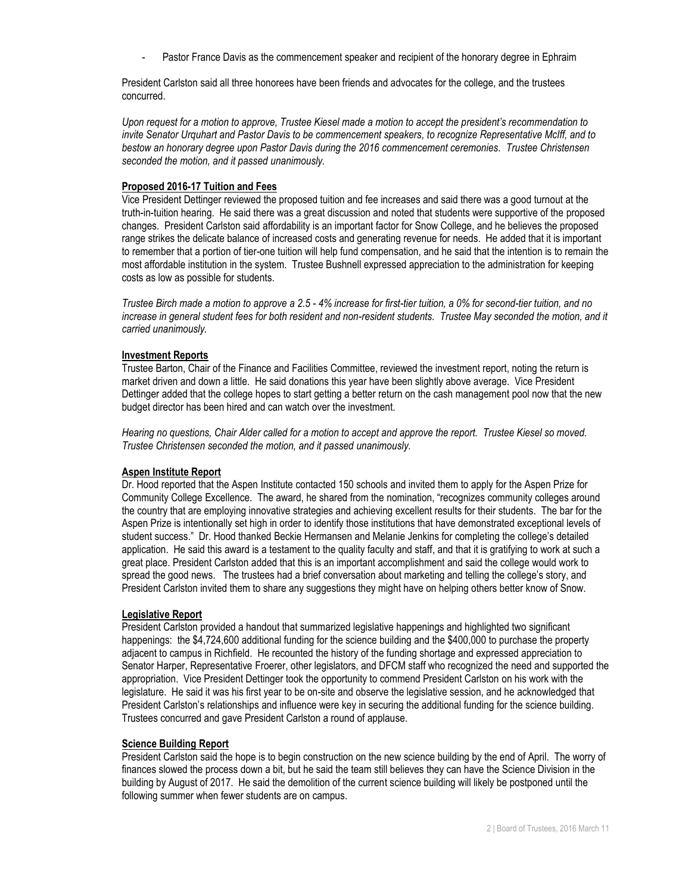- Pastor France Davis as the commencement speaker and recipient of the honorary degree in Ephraim

President Carlston said all three honorees have been friends and advocates for the college, and the trustees concurred.

*Upon request for a motion to approve, Trustee Kiesel made a motion to accept the president's recommendation to invite Senator Urquhart and Pastor Davis to be commencement speakers, to recognize Representative McIff, and to bestow an honorary degree upon Pastor Davis during the 2016 commencement ceremonies. Trustee Christensen seconded the motion, and it passed unanimously.*

**Proposed 2016-17 Tuition and Fees**

Vice President Dettinger reviewed the proposed tuition and fee increases and said there was a good turnout at the truth-in-tuition hearing. He said there was a great discussion and noted that students were supportive of the proposed changes. President Carlston said affordability is an important factor for Snow College, and he believes the proposed range strikes the delicate balance of increased costs and generating revenue for needs. He added that it is important to remember that a portion of tier-one tuition will help fund compensation, and he said that the intention is to remain the most affordable institution in the system. Trustee Bushnell expressed appreciation to the administration for keeping costs as low as possible for students.

*Trustee Birch made a motion to approve a 2.5 - 4% increase for first-tier tuition, a 0% for second-tier tuition, and no increase in general student fees for both resident and non-resident students. Trustee May seconded the motion, and it carried unanimously.*

**Investment Reports**

Trustee Barton, Chair of the Finance and Facilities Committee, reviewed the investment report, noting the return is market driven and down a little. He said donations this year have been slightly above average. Vice President Dettinger added that the college hopes to start getting a better return on the cash management pool now that the new budget director has been hired and can watch over the investment.

*Hearing no questions, Chair Alder called for a motion to accept and approve the report. Trustee Kiesel so moved. Trustee Christensen seconded the motion, and it passed unanimously.*

**Aspen Institute Report**

Dr. Hood reported that the Aspen Institute contacted 150 schools and invited them to apply for the Aspen Prize for Community College Excellence. The award, he shared from the nomination, "recognizes community colleges around the country that are employing innovative strategies and achieving excellent results for their students. The bar for the Aspen Prize is intentionally set high in order to identify those institutions that have demonstrated exceptional levels of student success." Dr. Hood thanked Beckie Hermansen and Melanie Jenkins for completing the college's detailed application. He said this award is a testament to the quality faculty and staff, and that it is gratifying to work at such a great place. President Carlston added that this is an important accomplishment and said the college would work to spread the good news. The trustees had a brief conversation about marketing and telling the college's story, and President Carlston invited them to share any suggestions they might have on helping others better know of Snow.

**Legislative Report**

President Carlston provided a handout that summarized legislative happenings and highlighted two significant happenings: the $4,724,600 additional funding for the science building and the $400,000 to purchase the property adjacent to campus in Richfield. He recounted the history of the funding shortage and expressed appreciation to Senator Harper, Representative Froerer, other legislators, and DFCM staff who recognized the need and supported the appropriation. Vice President Dettinger took the opportunity to commend President Carlston on his work with the legislature. He said it was his first year to be on-site and observe the legislative session, and he acknowledged that President Carlston's relationships and influence were key in securing the additional funding for the science building. Trustees concurred and gave President Carlston a round of applause.

**Science Building Report**

President Carlston said the hope is to begin construction on the new science building by the end of April. The worry of finances slowed the process down a bit, but he said the team still believes they can have the Science Division in the building by August of 2017. He said the demolition of the current science building will likely be postponed until the following summer when fewer students are on campus.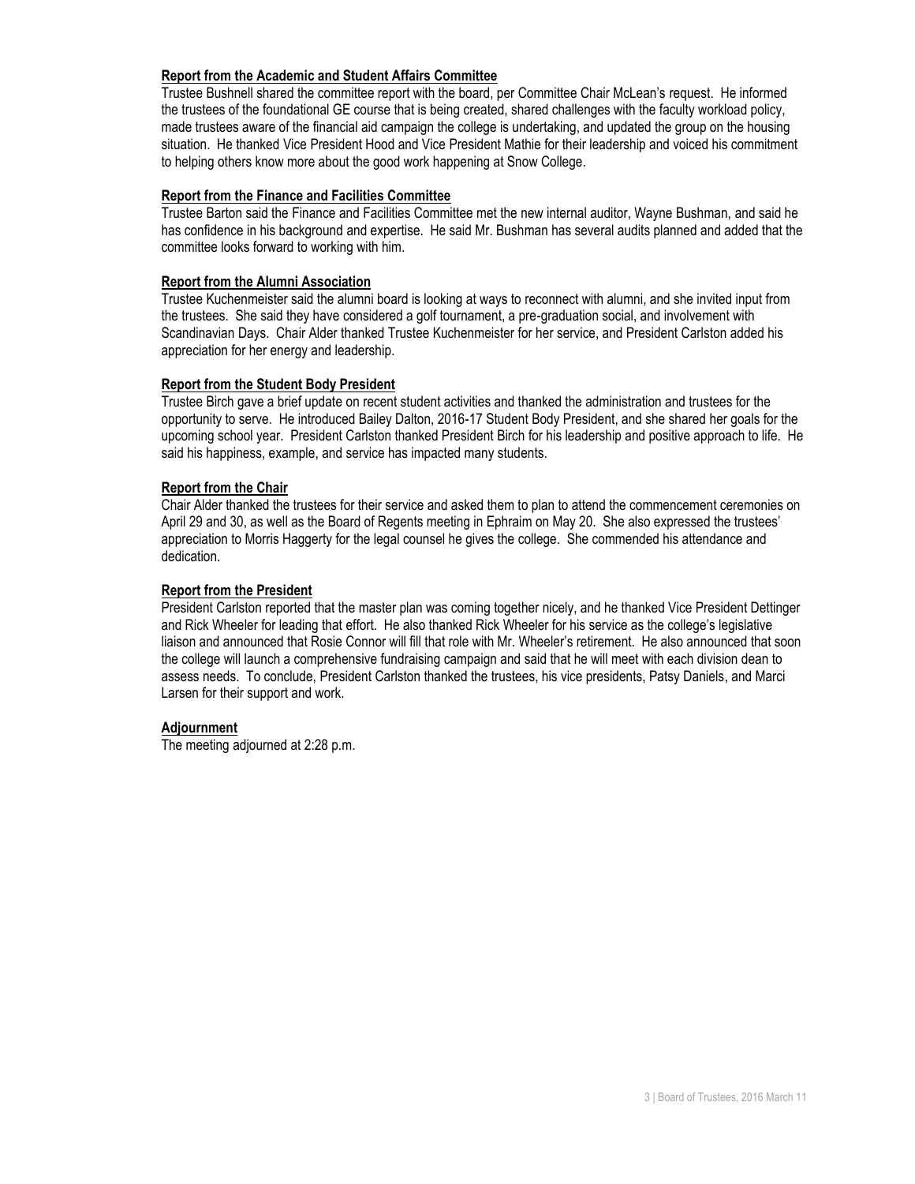**Report from the Academic and Student Affairs Committee**

Trustee Bushnell shared the committee report with the board, per Committee Chair McLean's request. He informed the trustees of the foundational GE course that is being created, shared challenges with the faculty workload policy, made trustees aware of the financial aid campaign the college is undertaking, and updated the group on the housing situation. He thanked Vice President Hood and Vice President Mathie for their leadership and voiced his commitment to helping others know more about the good work happening at Snow College.

**Report from the Finance and Facilities Committee**

Trustee Barton said the Finance and Facilities Committee met the new internal auditor, Wayne Bushman, and said he has confidence in his background and expertise. He said Mr. Bushman has several audits planned and added that the committee looks forward to working with him.

**Report from the Alumni Association**

Trustee Kuchenmeister said the alumni board is looking at ways to reconnect with alumni, and she invited input from the trustees. She said they have considered a golf tournament, a pre-graduation social, and involvement with Scandinavian Days. Chair Alder thanked Trustee Kuchenmeister for her service, and President Carlston added his appreciation for her energy and leadership.

**Report from the Student Body President**

Trustee Birch gave a brief update on recent student activities and thanked the administration and trustees for the opportunity to serve. He introduced Bailey Dalton, 2016-17 Student Body President, and she shared her goals for the upcoming school year. President Carlston thanked President Birch for his leadership and positive approach to life. He said his happiness, example, and service has impacted many students.

**Report from the Chair**

Chair Alder thanked the trustees for their service and asked them to plan to attend the commencement ceremonies on April 29 and 30, as well as the Board of Regents meeting in Ephraim on May 20. She also expressed the trustees' appreciation to Morris Haggerty for the legal counsel he gives the college. She commended his attendance and dedication.

**Report from the President**

President Carlston reported that the master plan was coming together nicely, and he thanked Vice President Dettinger and Rick Wheeler for leading that effort. He also thanked Rick Wheeler for his service as the college's legislative liaison and announced that Rosie Connor will fill that role with Mr. Wheeler's retirement. He also announced that soon the college will launch a comprehensive fundraising campaign and said that he will meet with each division dean to assess needs. To conclude, President Carlston thanked the trustees, his vice presidents, Patsy Daniels, and Marci Larsen for their support and work.

**Adjournment**

The meeting adjourned at 2:28 p.m.